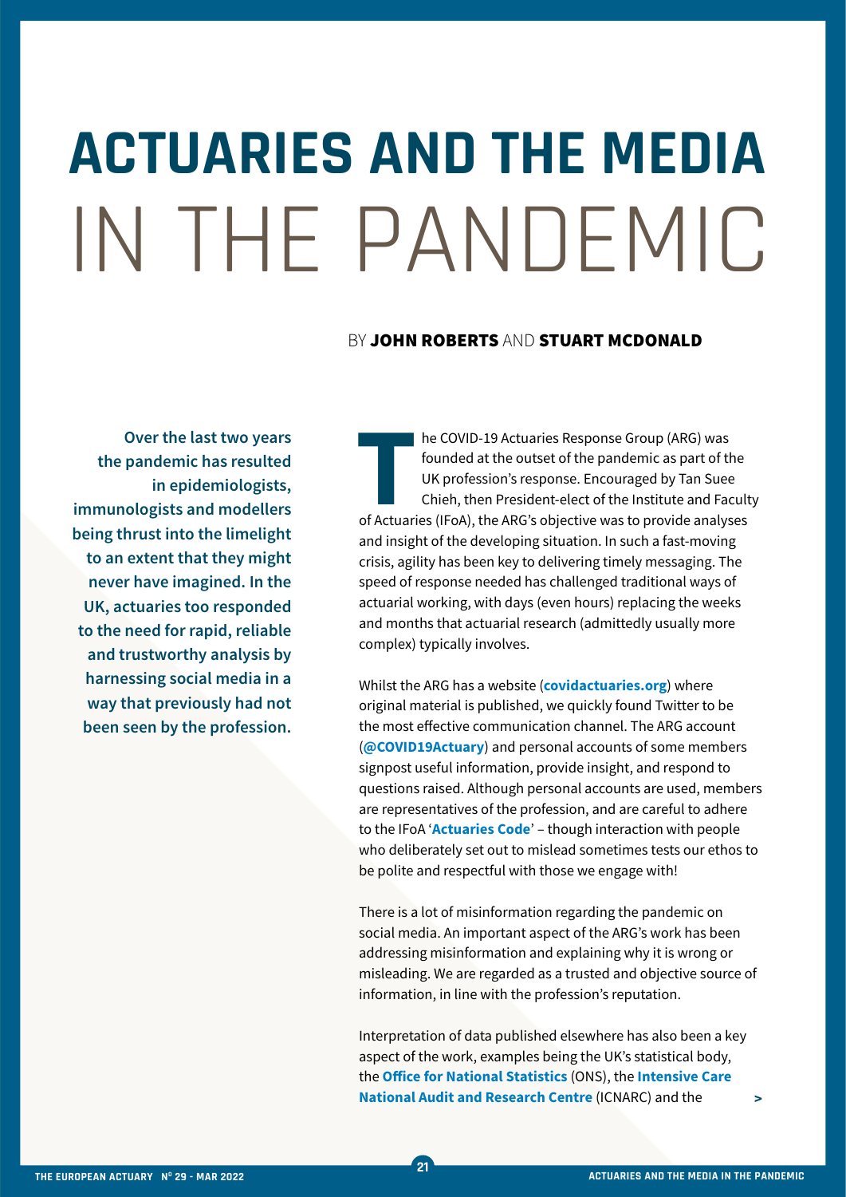# ACTUARIES AND THE MEDIA IN THE PANDEMIC

BY **JOHN ROBERTS** AND **STUART MCDONALD**

**Over the last two years the pandemic has resulted in epidemiologists, immunologists and modellers being thrust into the limelight to an extent that they might never have imagined. In the UK, actuaries too responded to the need for rapid, reliable and trustworthy analysis by harnessing social media in a way that previously had not been seen by the profession.**

The COVID-19 Actuaries Response Group (ARG) was founded at the outset of the pandemic as part of the UK profession's response. Encouraged by Tan Suee Chieh, then President-elect of the Institute and Faculty of Actuaries (IFoA), the ARG's objective was to provide analyses and insight of the developing situation. In such a fast-moving crisis, agility has been key to delivering timely messaging. The speed of response needed has challenged traditional ways of actuarial working, with days (even hours) replacing the weeks and months that actuarial research (admittedly usually more complex) typically involves.

Whilst the ARG has a website (**covidactuaries.org**) where original material is published, we quickly found Twitter to be the most effective communication channel. The ARG account (**@COVID19Actuary**) and personal accounts of some members signpost useful information, provide insight, and respond to questions raised. Although personal accounts are used, members are representatives of the profession, and are careful to adhere to the IFoA '**Actuaries Code**' – though interaction with people who deliberately set out to mislead sometimes tests our ethos to be polite and respectful with those we engage with!

There is a lot of misinformation regarding the pandemic on social media. An important aspect of the ARG's work has been addressing misinformation and explaining why it is wrong or misleading. We are regarded as a trusted and objective source of information, in line with the profession's reputation.

Interpretation of data published elsewhere has also been a key aspect of the work, examples being the UK's statistical body, the **Office for National Statistics** (ONS), the **Intensive Care National Audit and Research Centre** (ICNARC) and the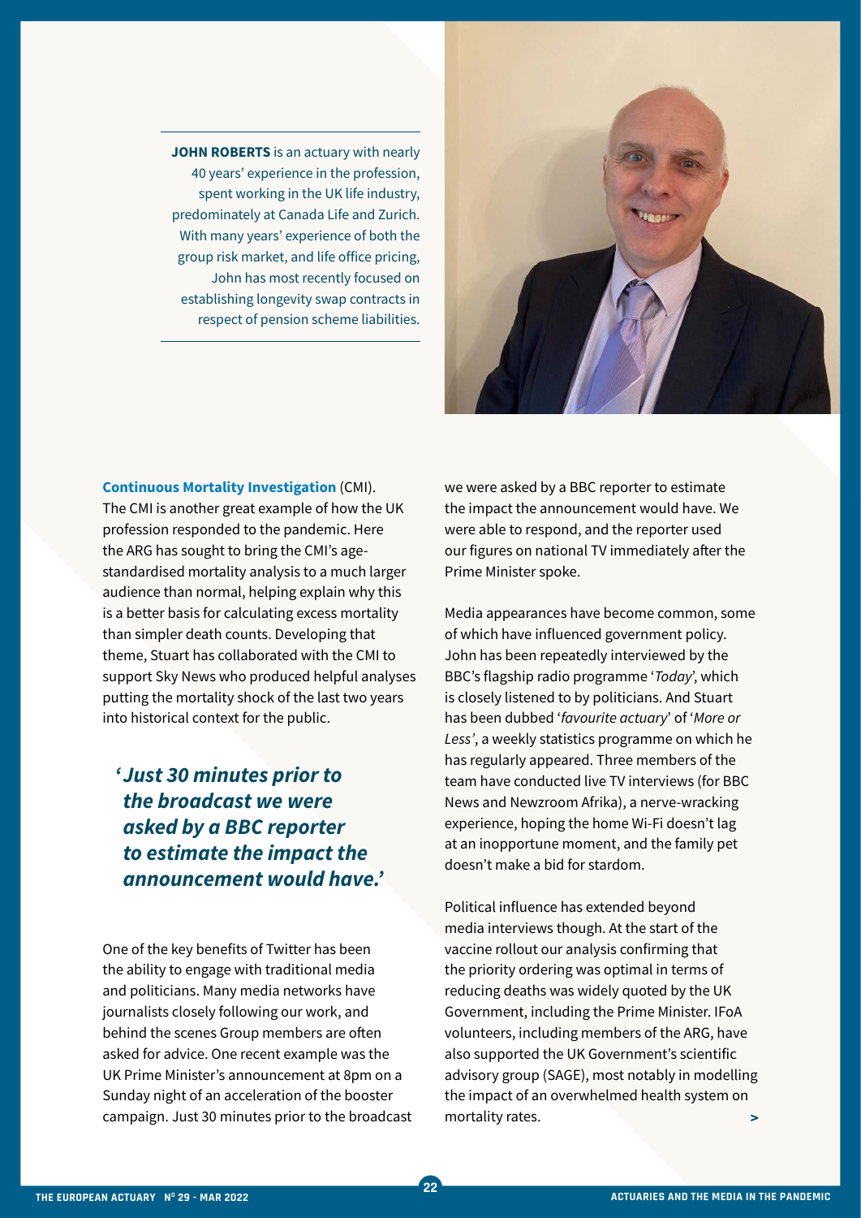**JOHN ROBERTS** is an actuary with nearly 40 years' experience in the profession, spent working in the UK life industry, predominately at Canada Life and Zurich. With many years' experience of both the group risk market, and life office pricing, John has most recently focused on establishing longevity swap contracts in respect of pension scheme liabilities.

**Continuous Mortality Investigation** (CMI). The CMI is another great example of how the UK profession responded to the pandemic. Here the ARG has sought to bring the CMI's age-standardised mortality analysis to a much larger audience than normal, helping explain why this is a better basis for calculating excess mortality than simpler death counts. Developing that theme, Stuart has collaborated with the CMI to support Sky News who produced helpful analyses putting the mortality shock of the last two years into historical context for the public.

> ***'Just 30 minutes prior to the broadcast we were asked by a BBC reporter to estimate the impact the announcement would have.'***

One of the key benefits of Twitter has been the ability to engage with traditional media and politicians. Many media networks have journalists closely following our work, and behind the scenes Group members are often asked for advice. One recent example was the UK Prime Minister's announcement at 8pm on a Sunday night of an acceleration of the booster campaign. Just 30 minutes prior to the broadcast we were asked by a BBC reporter to estimate the impact the announcement would have. We were able to respond, and the reporter used our figures on national TV immediately after the Prime Minister spoke.

Media appearances have become common, some of which have influenced government policy. John has been repeatedly interviewed by the BBC's flagship radio programme '*Today*', which is closely listened to by politicians. And Stuart has been dubbed '*favourite actuary*' of '*More or Less'*, a weekly statistics programme on which he has regularly appeared. Three members of the team have conducted live TV interviews (for BBC News and Newzroom Afrika), a nerve-wracking experience, hoping the home Wi-Fi doesn't lag at an inopportune moment, and the family pet doesn't make a bid for stardom.

Political influence has extended beyond media interviews though. At the start of the vaccine rollout our analysis confirming that the priority ordering was optimal in terms of reducing deaths was widely quoted by the UK Government, including the Prime Minister. IFoA volunteers, including members of the ARG, have also supported the UK Government's scientific advisory group (SAGE), most notably in modelling the impact of an overwhelmed health system on mortality rates.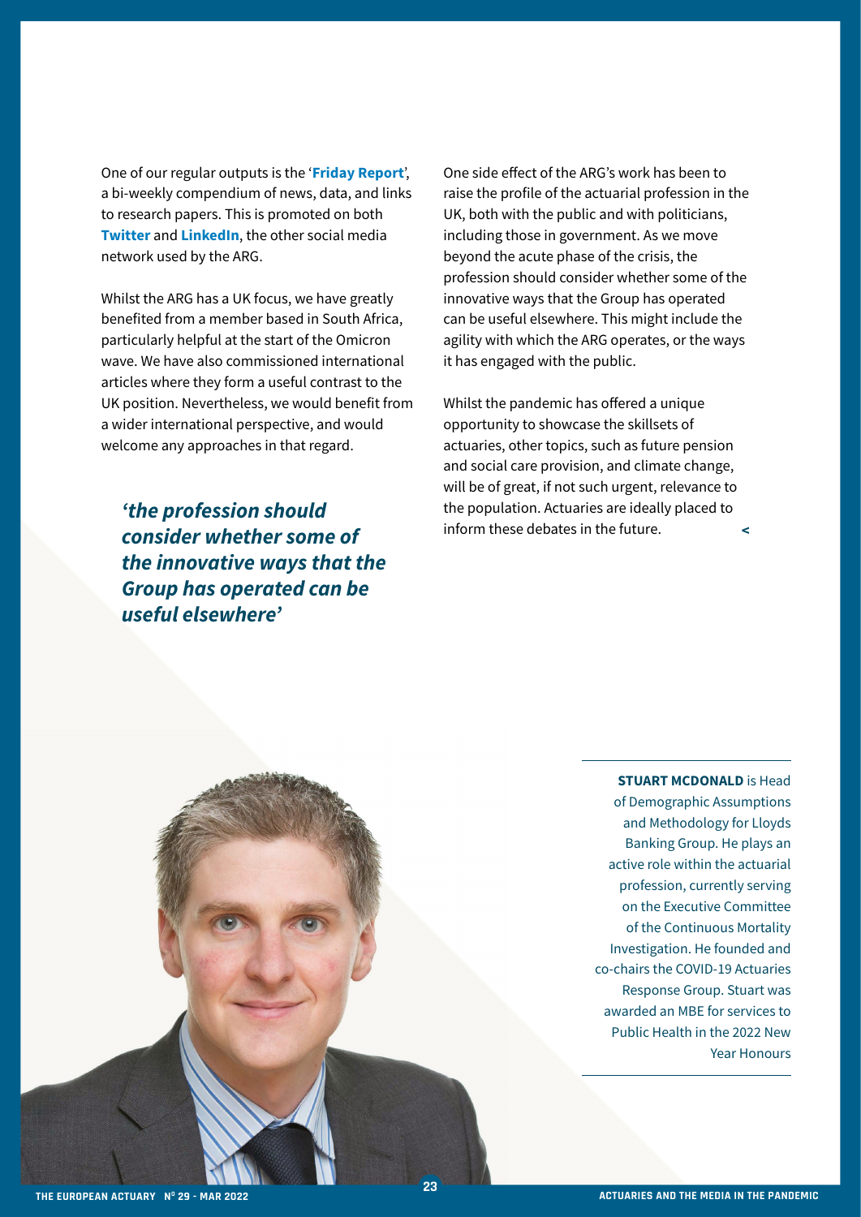One of our regular outputs is the '**Friday Report**', a bi-weekly compendium of news, data, and links to research papers. This is promoted on both **Twitter** and **LinkedIn**, the other social media network used by the ARG.

Whilst the ARG has a UK focus, we have greatly benefited from a member based in South Africa, particularly helpful at the start of the Omicron wave. We have also commissioned international articles where they form a useful contrast to the UK position. Nevertheless, we would benefit from a wider international perspective, and would welcome any approaches in that regard.

***'the profession should consider whether some of the innovative ways that the Group has operated can be useful elsewhere'***

One side effect of the ARG's work has been to raise the profile of the actuarial profession in the UK, both with the public and with politicians, including those in government. As we move beyond the acute phase of the crisis, the profession should consider whether some of the innovative ways that the Group has operated can be useful elsewhere. This might include the agility with which the ARG operates, or the ways it has engaged with the public.

Whilst the pandemic has offered a unique opportunity to showcase the skillsets of actuaries, other topics, such as future pension and social care provision, and climate change, will be of great, if not such urgent, relevance to the population. Actuaries are ideally placed to inform these debates in the future.

**STUART MCDONALD** is Head of Demographic Assumptions and Methodology for Lloyds Banking Group. He plays an active role within the actuarial profession, currently serving on the Executive Committee of the Continuous Mortality Investigation. He founded and co-chairs the COVID-19 Actuaries Response Group. Stuart was awarded an MBE for services to Public Health in the 2022 New Year Honours